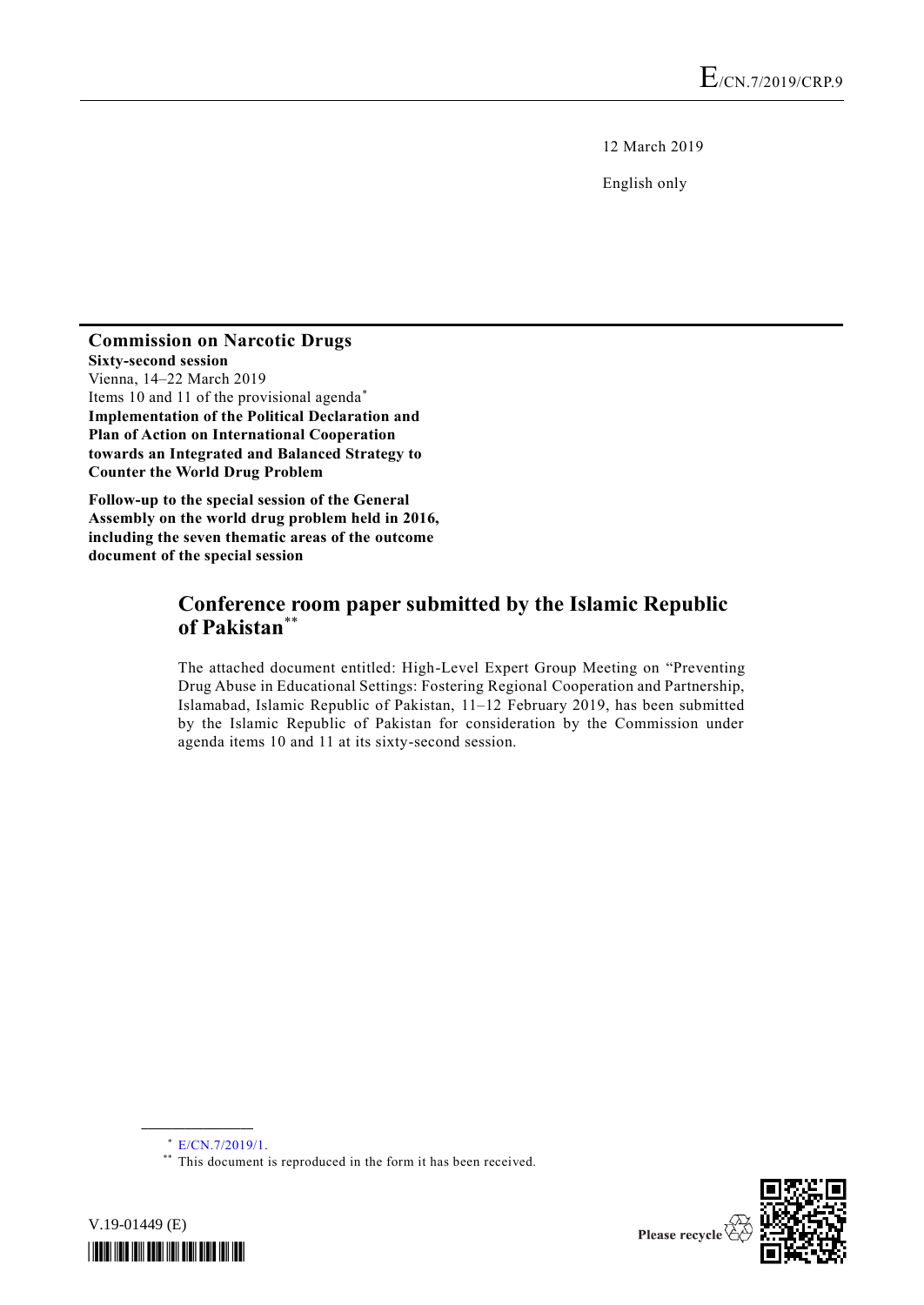E/CN.7/2019/CRP.9

12 March 2019

English only

**Commission on Narcotic Drugs**
**Sixty-second session**
Vienna, 14–22 March 2019
Items 10 and 11 of the provisional agenda*
**Implementation of the Political Declaration and Plan of Action on International Cooperation towards an Integrated and Balanced Strategy to Counter the World Drug Problem**

**Follow-up to the special session of the General Assembly on the world drug problem held in 2016, including the seven thematic areas of the outcome document of the special session**

# Conference room paper submitted by the Islamic Republic of Pakistan**

The attached document entitled: High-Level Expert Group Meeting on "Preventing Drug Abuse in Educational Settings: Fostering Regional Cooperation and Partnership, Islamabad, Islamic Republic of Pakistan, 11–12 February 2019, has been submitted by the Islamic Republic of Pakistan for consideration by the Commission under agenda items 10 and 11 at its sixty-second session.

---

\* E/CN.7/2019/1.

\*\* This document is reproduced in the form it has been received.

V.19-01449 (E)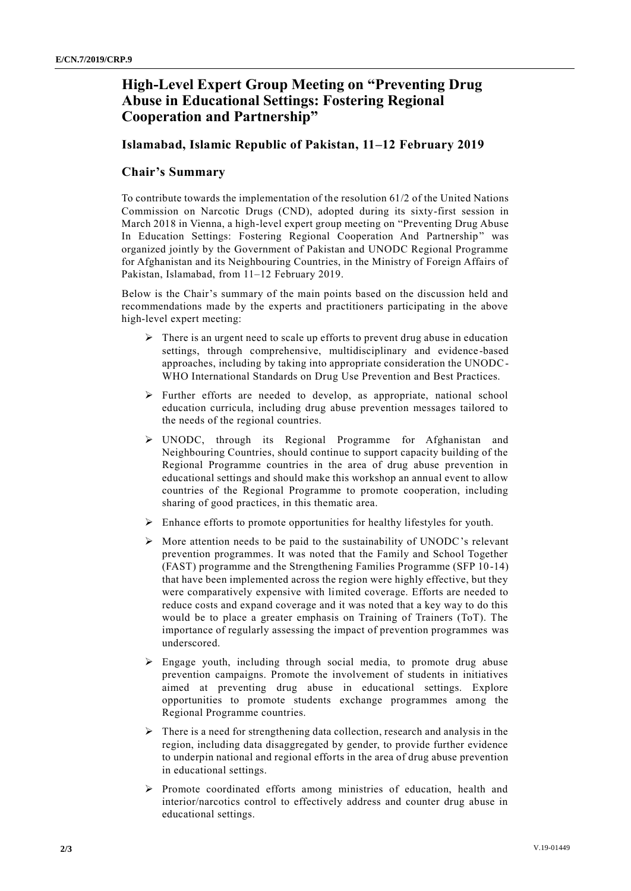# High-Level Expert Group Meeting on "Preventing Drug Abuse in Educational Settings: Fostering Regional Cooperation and Partnership"

## Islamabad, Islamic Republic of Pakistan, 11–12 February 2019

## Chair's Summary

To contribute towards the implementation of the resolution 61/2 of the United Nations Commission on Narcotic Drugs (CND), adopted during its sixty-first session in March 2018 in Vienna, a high-level expert group meeting on "Preventing Drug Abuse In Education Settings: Fostering Regional Cooperation And Partnership" was organized jointly by the Government of Pakistan and UNODC Regional Programme for Afghanistan and its Neighbouring Countries, in the Ministry of Foreign Affairs of Pakistan, Islamabad, from 11–12 February 2019.

Below is the Chair's summary of the main points based on the discussion held and recommendations made by the experts and practitioners participating in the above high-level expert meeting:

- There is an urgent need to scale up efforts to prevent drug abuse in education settings, through comprehensive, multidisciplinary and evidence-based approaches, including by taking into appropriate consideration the UNODC-WHO International Standards on Drug Use Prevention and Best Practices.
- Further efforts are needed to develop, as appropriate, national school education curricula, including drug abuse prevention messages tailored to the needs of the regional countries.
- UNODC, through its Regional Programme for Afghanistan and Neighbouring Countries, should continue to support capacity building of the Regional Programme countries in the area of drug abuse prevention in educational settings and should make this workshop an annual event to allow countries of the Regional Programme to promote cooperation, including sharing of good practices, in this thematic area.
- Enhance efforts to promote opportunities for healthy lifestyles for youth.
- More attention needs to be paid to the sustainability of UNODC's relevant prevention programmes. It was noted that the Family and School Together (FAST) programme and the Strengthening Families Programme (SFP 10-14) that have been implemented across the region were highly effective, but they were comparatively expensive with limited coverage. Efforts are needed to reduce costs and expand coverage and it was noted that a key way to do this would be to place a greater emphasis on Training of Trainers (ToT). The importance of regularly assessing the impact of prevention programmes was underscored.
- Engage youth, including through social media, to promote drug abuse prevention campaigns. Promote the involvement of students in initiatives aimed at preventing drug abuse in educational settings. Explore opportunities to promote students exchange programmes among the Regional Programme countries.
- There is a need for strengthening data collection, research and analysis in the region, including data disaggregated by gender, to provide further evidence to underpin national and regional efforts in the area of drug abuse prevention in educational settings.
- Promote coordinated efforts among ministries of education, health and interior/narcotics control to effectively address and counter drug abuse in educational settings.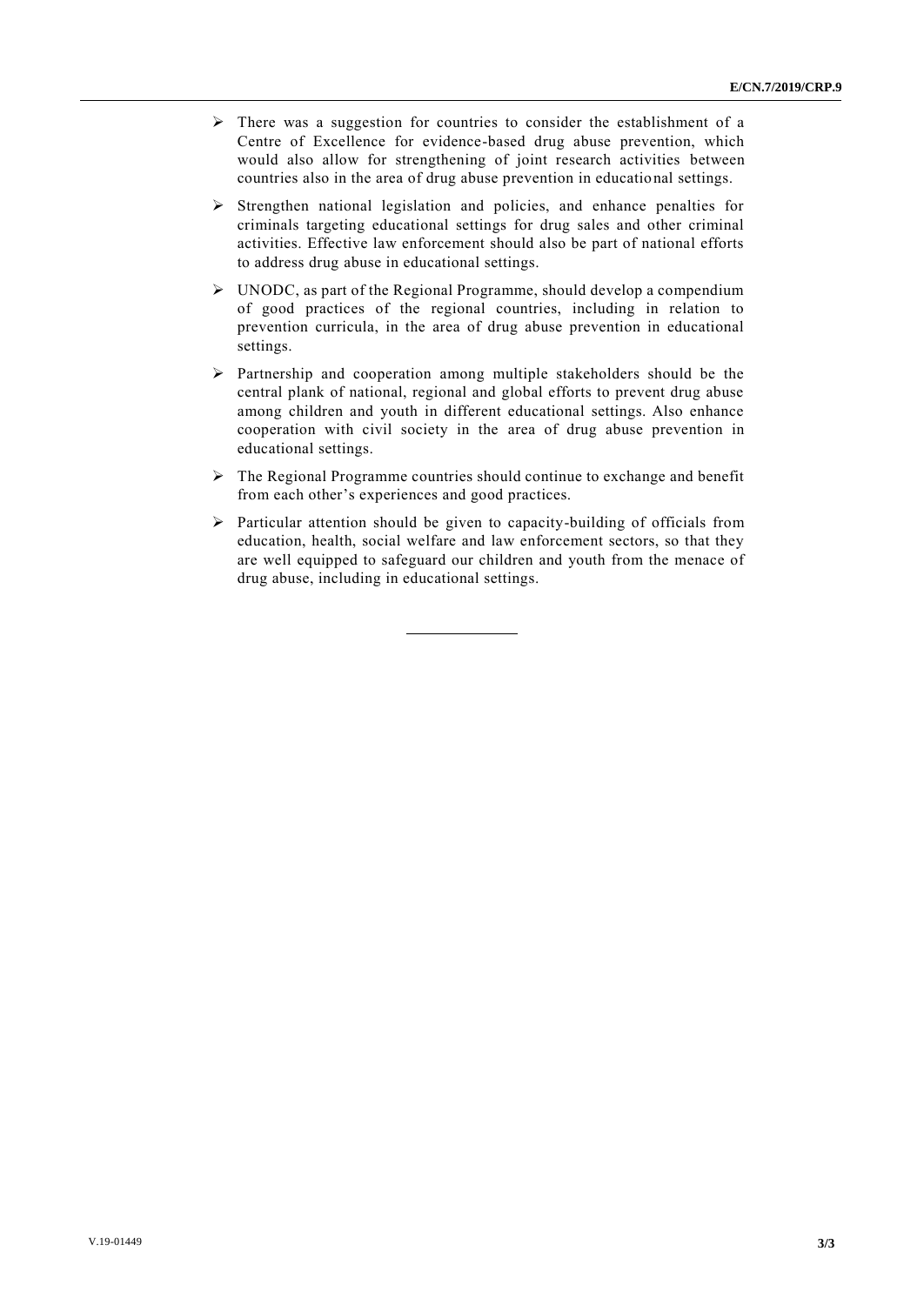- There was a suggestion for countries to consider the establishment of a Centre of Excellence for evidence-based drug abuse prevention, which would also allow for strengthening of joint research activities between countries also in the area of drug abuse prevention in educational settings.
- Strengthen national legislation and policies, and enhance penalties for criminals targeting educational settings for drug sales and other criminal activities. Effective law enforcement should also be part of national efforts to address drug abuse in educational settings.
- UNODC, as part of the Regional Programme, should develop a compendium of good practices of the regional countries, including in relation to prevention curricula, in the area of drug abuse prevention in educational settings.
- Partnership and cooperation among multiple stakeholders should be the central plank of national, regional and global efforts to prevent drug abuse among children and youth in different educational settings. Also enhance cooperation with civil society in the area of drug abuse prevention in educational settings.
- The Regional Programme countries should continue to exchange and benefit from each other's experiences and good practices.
- Particular attention should be given to capacity-building of officials from education, health, social welfare and law enforcement sectors, so that they are well equipped to safeguard our children and youth from the menace of drug abuse, including in educational settings.